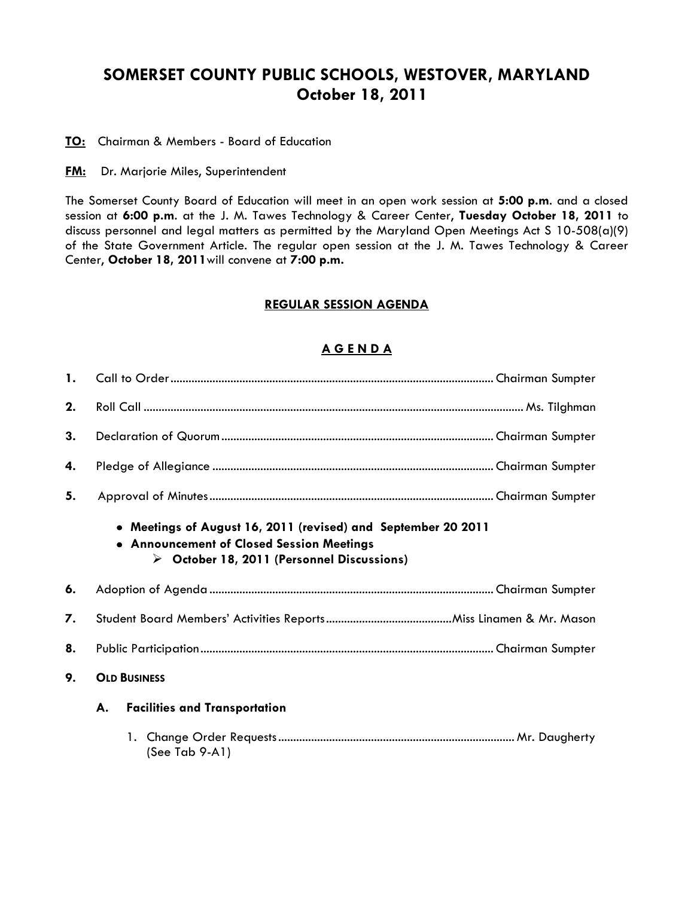# SOMERSET COUNTY PUBLIC SCHOOLS, WESTOVER, MARYLAND
## October 18, 2011

**TO:** Chairman & Members - Board of Education

**FM:** Dr. Marjorie Miles, Superintendent

The Somerset County Board of Education will meet in an open work session at **5:00 p.m**. and a closed session at **6:00 p.m**. at the J. M. Tawes Technology & Career Center, **Tuesday October 18, 2011** to discuss personnel and legal matters as permitted by the Maryland Open Meetings Act S 10-508(a)(9) of the State Government Article. The regular open session at the J. M. Tawes Technology & Career Center, **October 18, 2011** will convene at **7:00 p.m.**

### REGULAR SESSION AGENDA

### A G E N D A

**1.** Call to Order .......... Chairman Sumpter

**2.** Roll Call .......... Ms. Tilghman

**3.** Declaration of Quorum .......... Chairman Sumpter

**4.** Pledge of Allegiance .......... Chairman Sumpter

**5.** Approval of Minutes .......... Chairman Sumpter

- **Meetings of August 16, 2011 (revised) and September 20 2011**
- **Announcement of Closed Session Meetings**
  - **October 18, 2011 (Personnel Discussions)**

**6.** Adoption of Agenda .......... Chairman Sumpter

**7.** Student Board Members' Activities Reports .......... Miss Linamen & Mr. Mason

**8.** Public Participation .......... Chairman Sumpter

**9.** **OLD BUSINESS**

**A. Facilities and Transportation**

1. Change Order Requests .......... Mr. Daugherty
   (See Tab 9-A1)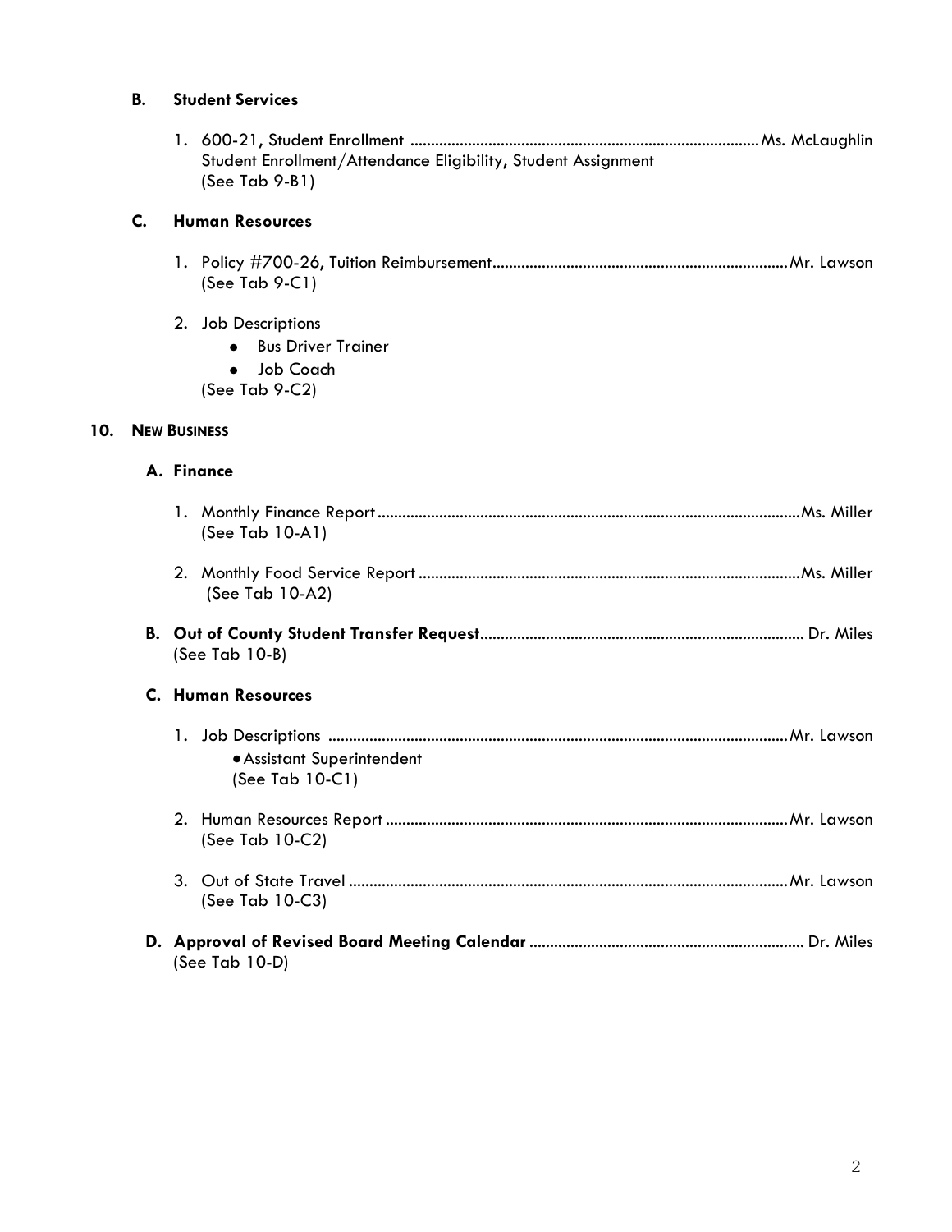**B. Student Services**

1. 600-21, Student Enrollment .................................................................................... Ms. McLaughlin
   Student Enrollment/Attendance Eligibility, Student Assignment
   (See Tab 9-B1)

**C. Human Resources**

1. Policy #700-26, Tuition Reimbursement....................................................................... Mr. Lawson
   (See Tab 9-C1)

2. Job Descriptions
   - Bus Driver Trainer
   - Job Coach

   (See Tab 9-C2)

**10. NEW BUSINESS**

**A. Finance**

1. Monthly Finance Report ...................................................................................................... Ms. Miller
   (See Tab 10-A1)

2. Monthly Food Service Report ............................................................................................ Ms. Miller
   (See Tab 10-A2)

**B. Out of County Student Transfer Request**............................................................................. Dr. Miles
(See Tab 10-B)

**C. Human Resources**

1. Job Descriptions ................................................................................................................ Mr. Lawson
   - Assistant Superintendent

   (See Tab 10-C1)

2. Human Resources Report ................................................................................................. Mr. Lawson
   (See Tab 10-C2)

3. Out of State Travel ........................................................................................................... Mr. Lawson
   (See Tab 10-C3)

**D. Approval of Revised Board Meeting Calendar** .................................................................. Dr. Miles
(See Tab 10-D)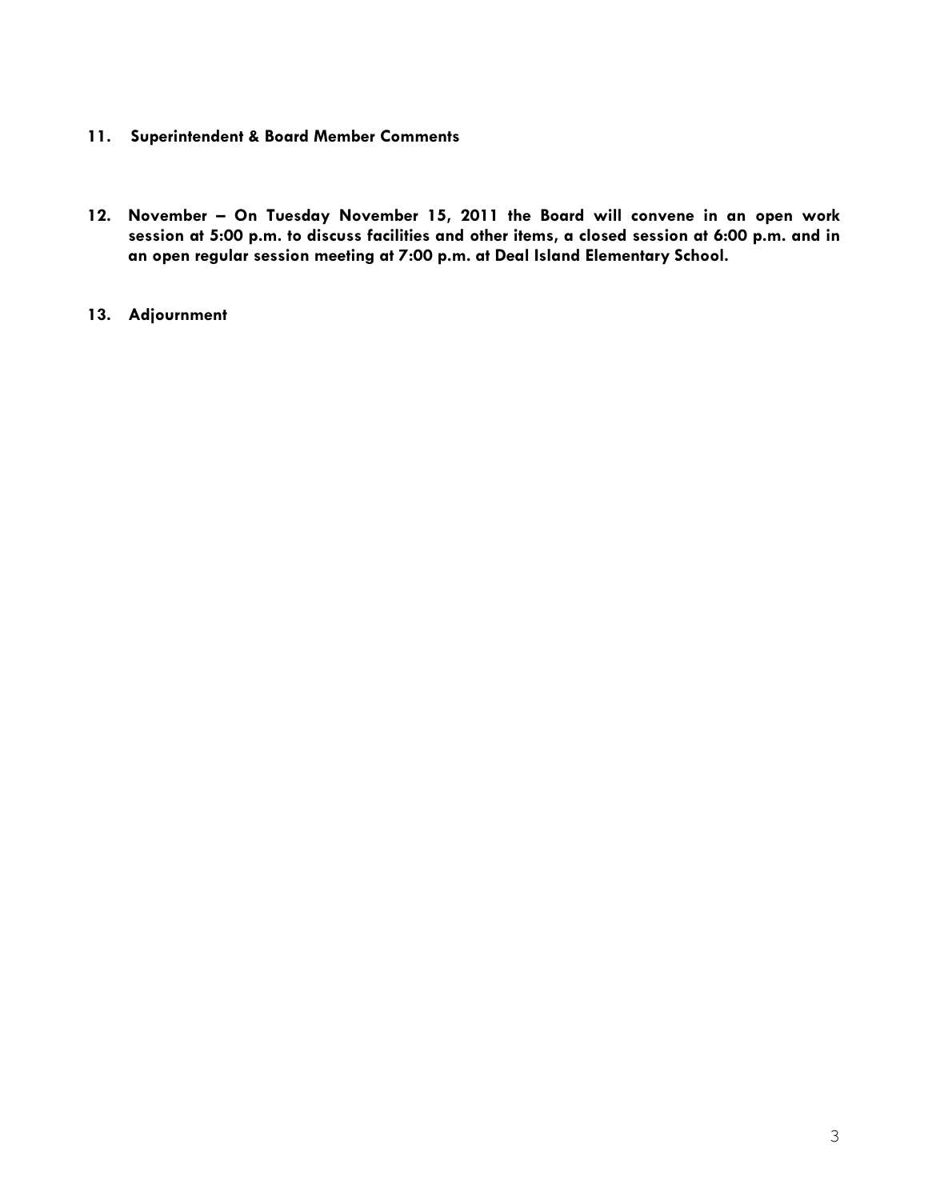**11. Superintendent & Board Member Comments**

**12. November – On Tuesday November 15, 2011 the Board will convene in an open work session at 5:00 p.m. to discuss facilities and other items, a closed session at 6:00 p.m. and in an open regular session meeting at 7:00 p.m. at Deal Island Elementary School.**

**13. Adjournment**